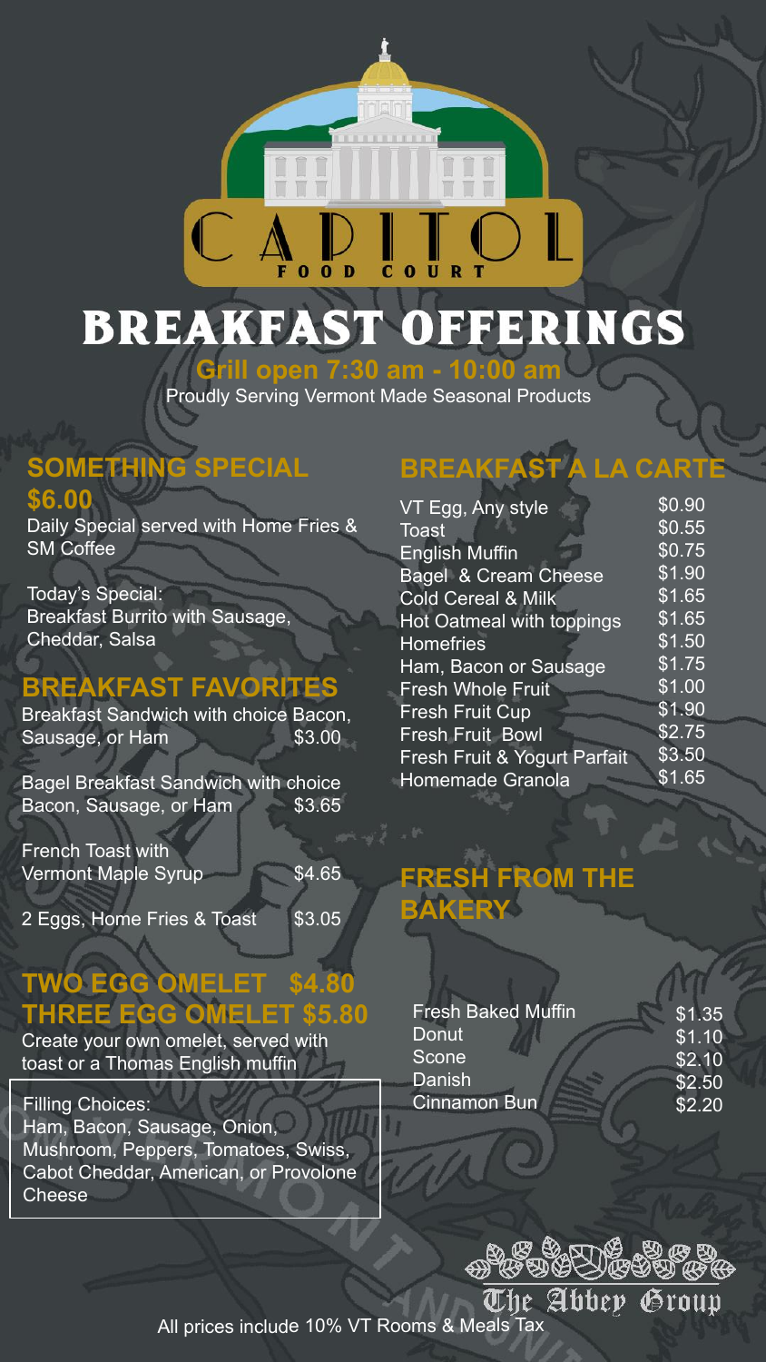# CAPITOL FOOD COURT

# BREAKFAST OFFERINGS

**Grill open 7:30 am - 10:00 am**

Proudly Serving Vermont Made Seasonal Products

## SOMETHING SPECIAL

**$6.00**

Daily Special served with Home Fries & SM Coffee

Today's Special:
Breakfast Burrito with Sausage, Cheddar, Salsa

## BREAKFAST FAVORITES

| Item | Price |
|---|---|
| Breakfast Sandwich with choice Bacon, Sausage, or Ham | $3.00 |
| Bagel Breakfast Sandwich with choice Bacon, Sausage, or Ham | $3.65 |
| French Toast with Vermont Maple Syrup | $4.65 |
| 2 Eggs, Home Fries & Toast | $3.05 |

## TWO EGG OMELET $4.80
## THREE EGG OMELET $5.80

Create your own omelet, served with toast or a Thomas English muffin

Filling Choices:
Ham, Bacon, Sausage, Onion, Mushroom, Peppers, Tomatoes, Swiss, Cabot Cheddar, American, or Provolone Cheese

## BREAKFAST A LA CARTE

| Item | Price |
|---|---|
| VT Egg, Any style | $0.90 |
| Toast | $0.55 |
| English Muffin | $0.75 |
| Bagel & Cream Cheese | $1.90 |
| Cold Cereal & Milk | $1.65 |
| Hot Oatmeal with toppings | $1.65 |
| Homefries | $1.50 |
| Ham, Bacon or Sausage | $1.75 |
| Fresh Whole Fruit | $1.00 |
| Fresh Fruit Cup | $1.90 |
| Fresh Fruit Bowl | $2.75 |
| Fresh Fruit & Yogurt Parfait | $3.50 |
| Homemade Granola | $1.65 |

## FRESH FROM THE BAKERY

| Item | Price |
|---|---|
| Fresh Baked Muffin | $1.35 |
| Donut | $1.10 |
| Scone | $2.10 |
| Danish | $2.50 |
| Cinnamon Bun | $2.20 |

The Abbey Group

All prices include 10% VT Rooms & Meals Tax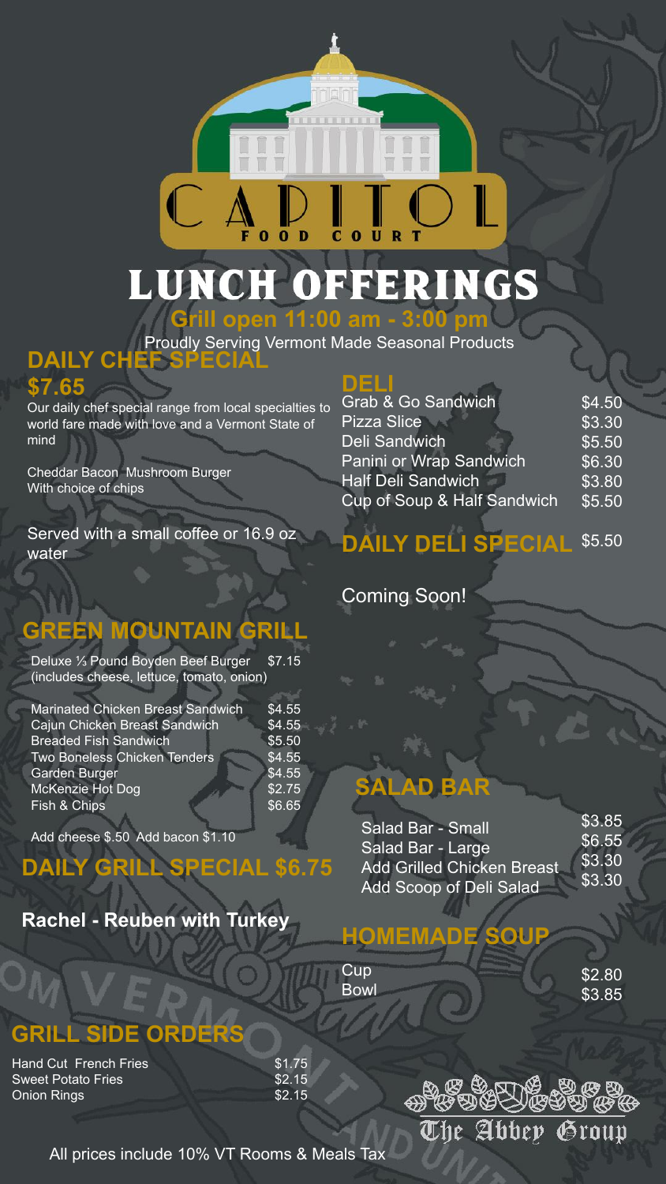CAPITOL

FOOD COURT

# LUNCH OFFERINGS

**Grill open 11:00 am - 3:00 pm**

Proudly Serving Vermont Made Seasonal Products

## DAILY CHEF SPECIAL

**$7.65**

Our daily chef special range from local specialties to world fare made with love and a Vermont State of mind

Cheddar Bacon Mushroom Burger
With choice of chips

Served with a small coffee or 16.9 oz water

## GREEN MOUNTAIN GRILL

| | |
|---|---|
| Deluxe ⅓ Pound Boyden Beef Burger (includes cheese, lettuce, tomato, onion) | $7.15 |
| Marinated Chicken Breast Sandwich | $4.55 |
| Cajun Chicken Breast Sandwich | $4.55 |
| Breaded Fish Sandwich | $5.50 |
| Two Boneless Chicken Tenders | $4.55 |
| Garden Burger | $4.55 |
| McKenzie Hot Dog | $2.75 |
| Fish & Chips | $6.65 |

Add cheese $.50 Add bacon $1.10

## DAILY GRILL SPECIAL $6.75

**Rachel - Reuben with Turkey**

## GRILL SIDE ORDERS

| | |
|---|---|
| Hand Cut French Fries | $1.75 |
| Sweet Potato Fries | $2.15 |
| Onion Rings | $2.15 |

## DELI

| | |
|---|---|
| Grab & Go Sandwich | $4.50 |
| Pizza Slice | $3.30 |
| Deli Sandwich | $5.50 |
| Panini or Wrap Sandwich | $6.30 |
| Half Deli Sandwich | $3.80 |
| Cup of Soup & Half Sandwich | $5.50 |

## DAILY DELI SPECIAL $5.50

Coming Soon!

## SALAD BAR

| | |
|---|---|
| Salad Bar - Small | $3.85 |
| Salad Bar - Large | $6.55 |
| Add Grilled Chicken Breast | $3.30 |
| Add Scoop of Deli Salad | $3.30 |

## HOMEMADE SOUP

| | |
|---|---|
| Cup | $2.80 |
| Bowl | $3.85 |

The Abbey Group

All prices include 10% VT Rooms & Meals Tax